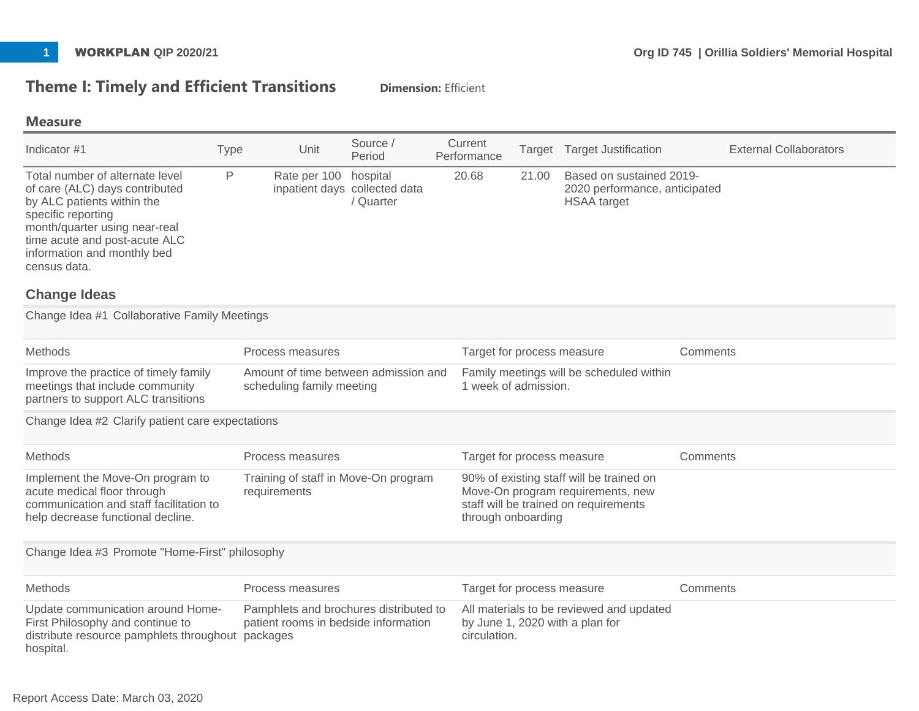## Theme I: Timely and Efficient Transitions

**Dimension:** Efficient

### Measure

| Indicator #1 | Type | Unit | Source / Period | Current Performance | Target | Target Justification | External Collaborators |
|---|---|---|---|---|---|---|---|
| Total number of alternate level of care (ALC) days contributed by ALC patients within the specific reporting month/quarter using near-real time acute and post-acute ALC information and monthly bed census data. | P | Rate per 100 inpatient days | hospital collected data / Quarter | 20.68 | 21.00 | Based on sustained 2019-2020 performance, anticipated HSAA target | |

### Change Ideas

**Change Idea #1 Collaborative Family Meetings**

| Methods | Process measures | Target for process measure | Comments |
|---|---|---|---|
| Improve the practice of timely family meetings that include community partners to support ALC transitions | Amount of time between admission and scheduling family meeting | Family meetings will be scheduled within 1 week of admission. | |

**Change Idea #2 Clarify patient care expectations**

| Methods | Process measures | Target for process measure | Comments |
|---|---|---|---|
| Implement the Move-On program to acute medical floor through communication and staff facilitation to help decrease functional decline. | Training of staff in Move-On program requirements | 90% of existing staff will be trained on Move-On program requirements, new staff will be trained on requirements through onboarding | |

**Change Idea #3 Promote "Home-First" philosophy**

| Methods | Process measures | Target for process measure | Comments |
|---|---|---|---|
| Update communication around Home-First Philosophy and continue to distribute resource pamphlets throughout hospital. | Pamphlets and brochures distributed to patient rooms in bedside information packages | All materials to be reviewed and updated by June 1, 2020 with a plan for circulation. | |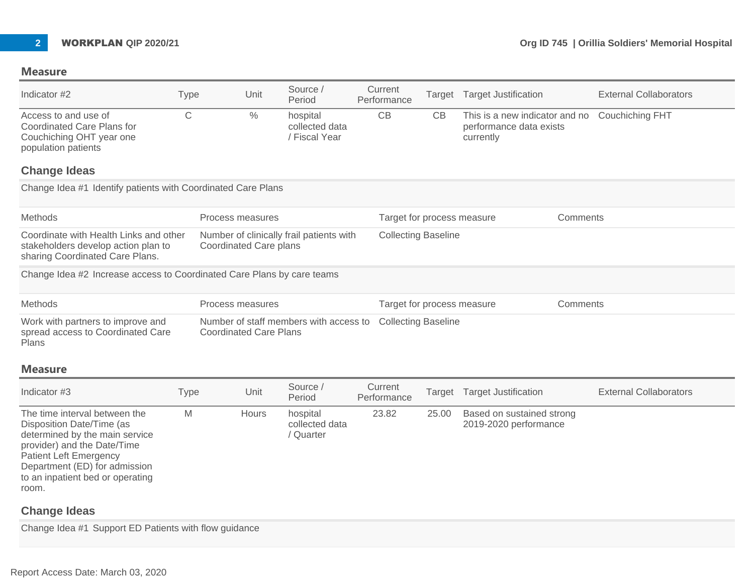## Measure

| Indicator #2 | Type | Unit | Source / Period | Current Performance | Target | Target Justification | External Collaborators |
|---|---|---|---|---|---|---|---|
| Access to and use of Coordinated Care Plans for Couchiching OHT year one population patients | C | % | hospital collected data / Fiscal Year | CB | CB | This is a new indicator and no performance data exists currently | Couchiching FHT |

### Change Ideas

Change Idea #1 Identify patients with Coordinated Care Plans

| Methods | Process measures | Target for process measure | Comments |
|---|---|---|---|
| Coordinate with Health Links and other stakeholders develop action plan to sharing Coordinated Care Plans. | Number of clinically frail patients with Coordinated Care plans | Collecting Baseline | |

Change Idea #2 Increase access to Coordinated Care Plans by care teams

| Methods | Process measures | Target for process measure | Comments |
|---|---|---|---|
| Work with partners to improve and spread access to Coordinated Care Plans | Number of staff members with access to Coordinated Care Plans | Collecting Baseline | |

## Measure

| Indicator #3 | Type | Unit | Source / Period | Current Performance | Target | Target Justification | External Collaborators |
|---|---|---|---|---|---|---|---|
| The time interval between the Disposition Date/Time (as determined by the main service provider) and the Date/Time Patient Left Emergency Department (ED) for admission to an inpatient bed or operating room. | M | Hours | hospital collected data / Quarter | 23.82 | 25.00 | Based on sustained strong 2019-2020 performance | |

### Change Ideas

Change Idea #1 Support ED Patients with flow guidance

Report Access Date: March 03, 2020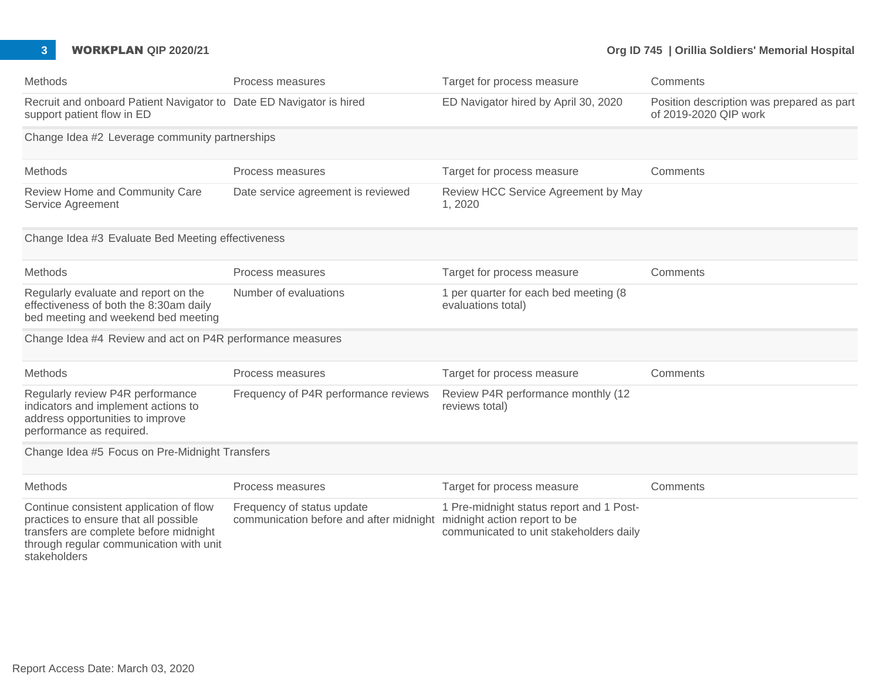| Methods | Process measures | Target for process measure | Comments |
|---|---|---|---|
| Recruit and onboard Patient Navigator to support patient flow in ED | Date ED Navigator is hired | ED Navigator hired by April 30, 2020 | Position description was prepared as part of 2019-2020 QIP work |

Change Idea #2 Leverage community partnerships

| Methods | Process measures | Target for process measure | Comments |
|---|---|---|---|
| Review Home and Community Care Service Agreement | Date service agreement is reviewed | Review HCC Service Agreement by May 1, 2020 | |

Change Idea #3 Evaluate Bed Meeting effectiveness

| Methods | Process measures | Target for process measure | Comments |
|---|---|---|---|
| Regularly evaluate and report on the effectiveness of both the 8:30am daily bed meeting and weekend bed meeting | Number of evaluations | 1 per quarter for each bed meeting (8 evaluations total) | |

Change Idea #4 Review and act on P4R performance measures

| Methods | Process measures | Target for process measure | Comments |
|---|---|---|---|
| Regularly review P4R performance indicators and implement actions to address opportunities to improve performance as required. | Frequency of P4R performance reviews | Review P4R performance monthly (12 reviews total) | |

Change Idea #5 Focus on Pre-Midnight Transfers

| Methods | Process measures | Target for process measure | Comments |
|---|---|---|---|
| Continue consistent application of flow practices to ensure that all possible transfers are complete before midnight through regular communication with unit stakeholders | Frequency of status update communication before and after midnight | 1 Pre-midnight status report and 1 Post-midnight action report to be communicated to unit stakeholders daily | |

Report Access Date: March 03, 2020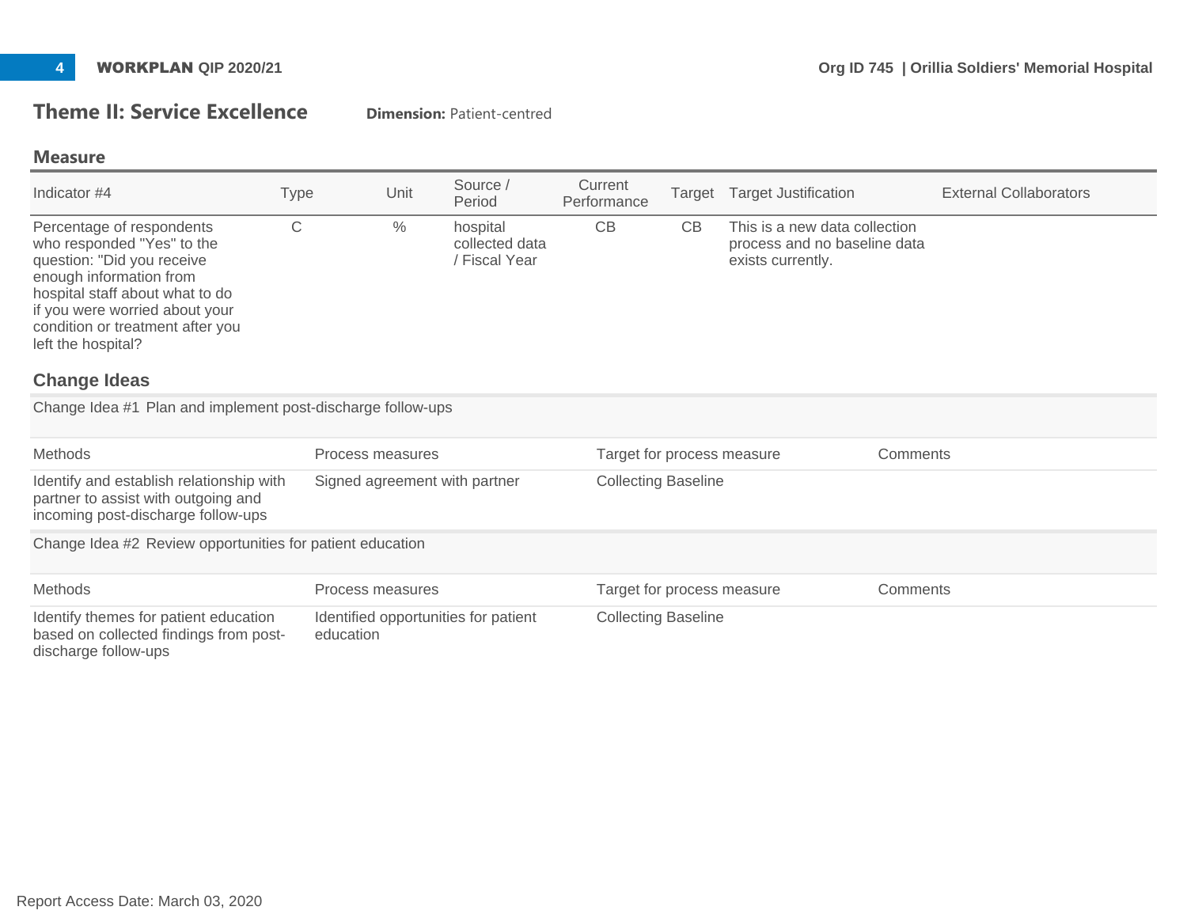## Theme II: Service Excellence

**Dimension:** Patient-centred

### Measure

| Indicator #4 | Type | Unit | Source / Period | Current Performance | Target | Target Justification | External Collaborators |
|---|---|---|---|---|---|---|---|
| Percentage of respondents who responded "Yes" to the question: "Did you receive enough information from hospital staff about what to do if you were worried about your condition or treatment after you left the hospital? | C | % | hospital collected data / Fiscal Year | CB | CB | This is a new data collection process and no baseline data exists currently. | |

### Change Ideas

**Change Idea #1** Plan and implement post-discharge follow-ups

| Methods | Process measures | Target for process measure | Comments |
|---|---|---|---|
| Identify and establish relationship with partner to assist with outgoing and incoming post-discharge follow-ups | Signed agreement with partner | Collecting Baseline | |

**Change Idea #2** Review opportunities for patient education

| Methods | Process measures | Target for process measure | Comments |
|---|---|---|---|
| Identify themes for patient education based on collected findings from post-discharge follow-ups | Identified opportunities for patient education | Collecting Baseline | |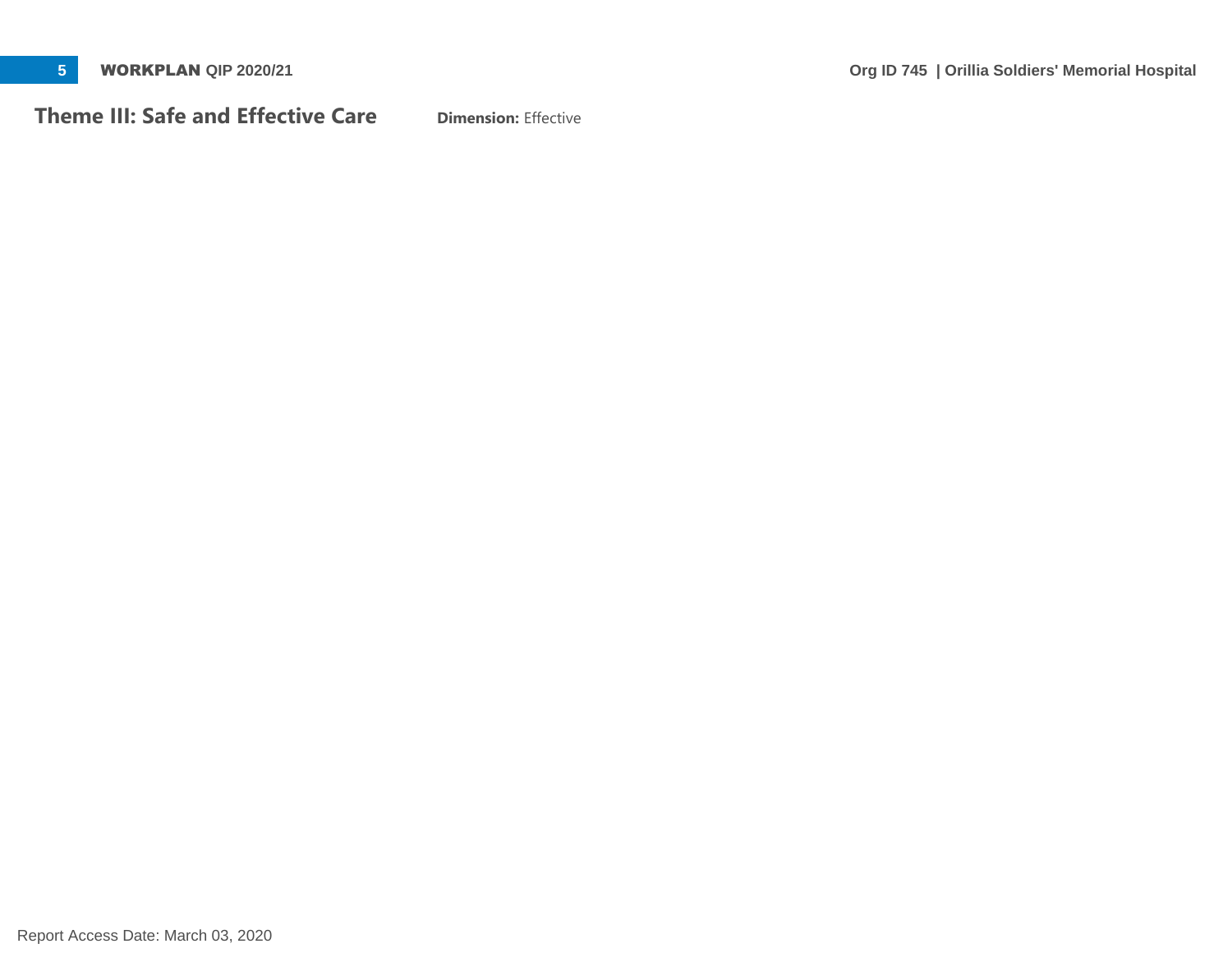## Theme III: Safe and Effective Care

**Dimension:** Effective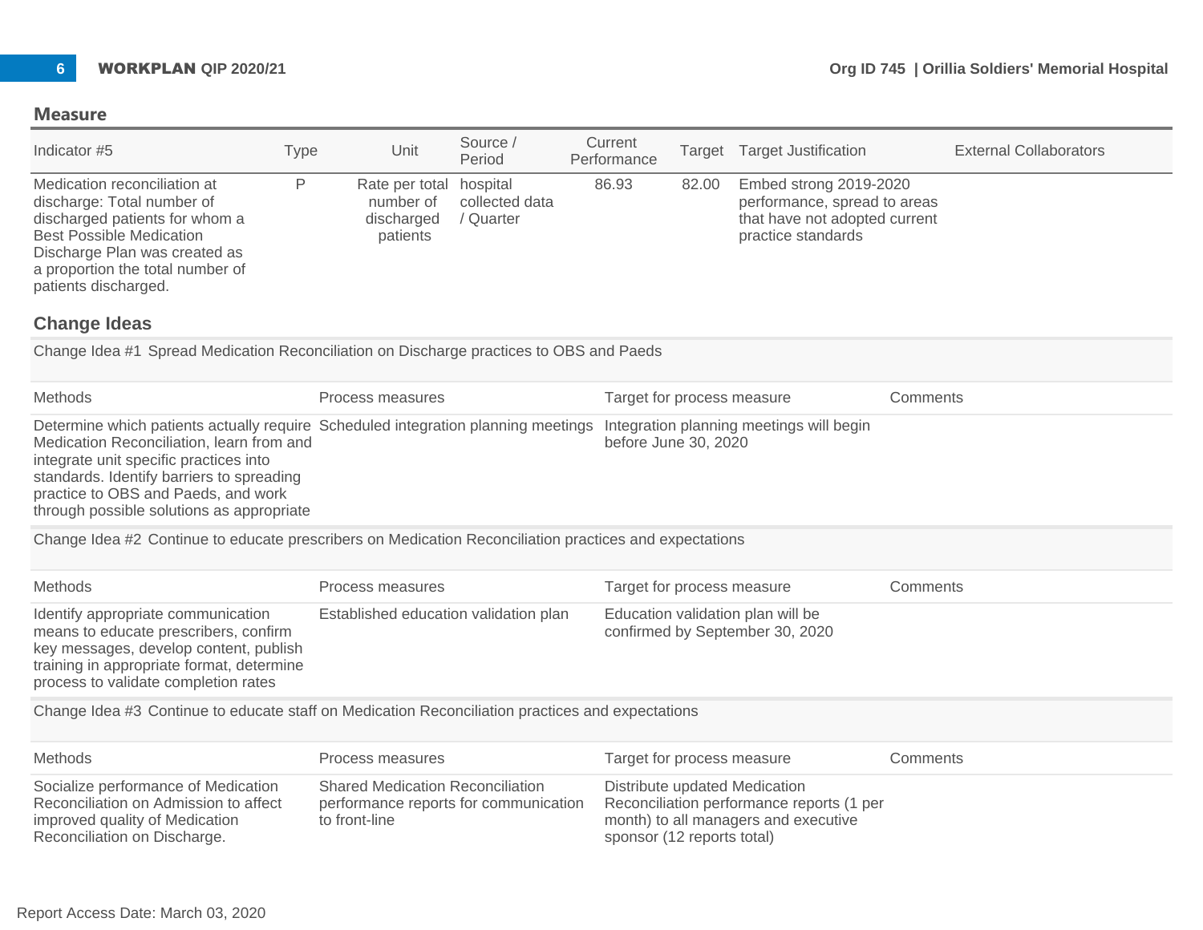## Measure

| Indicator #5 | Type | Unit | Source / Period | Current Performance | Target | Target Justification | External Collaborators |
|---|---|---|---|---|---|---|---|
| Medication reconciliation at discharge: Total number of discharged patients for whom a Best Possible Medication Discharge Plan was created as a proportion the total number of patients discharged. | P | Rate per total number of discharged patients | hospital collected data / Quarter | 86.93 | 82.00 | Embed strong 2019-2020 performance, spread to areas that have not adopted current practice standards | |

## Change Ideas

**Change Idea #1** Spread Medication Reconciliation on Discharge practices to OBS and Paeds

| Methods | Process measures | Target for process measure | Comments |
|---|---|---|---|
| Determine which patients actually require Medication Reconciliation, learn from and integrate unit specific practices into standards. Identify barriers to spreading practice to OBS and Paeds, and work through possible solutions as appropriate | Scheduled integration planning meetings | Integration planning meetings will begin before June 30, 2020 | |

**Change Idea #2** Continue to educate prescribers on Medication Reconciliation practices and expectations

| Methods | Process measures | Target for process measure | Comments |
|---|---|---|---|
| Identify appropriate communication means to educate prescribers, confirm key messages, develop content, publish training in appropriate format, determine process to validate completion rates | Established education validation plan | Education validation plan will be confirmed by September 30, 2020 | |

**Change Idea #3** Continue to educate staff on Medication Reconciliation practices and expectations

| Methods | Process measures | Target for process measure | Comments |
|---|---|---|---|
| Socialize performance of Medication Reconciliation on Admission to affect improved quality of Medication Reconciliation on Discharge. | Shared Medication Reconciliation performance reports for communication to front-line | Distribute updated Medication Reconciliation performance reports (1 per month) to all managers and executive sponsor (12 reports total) | |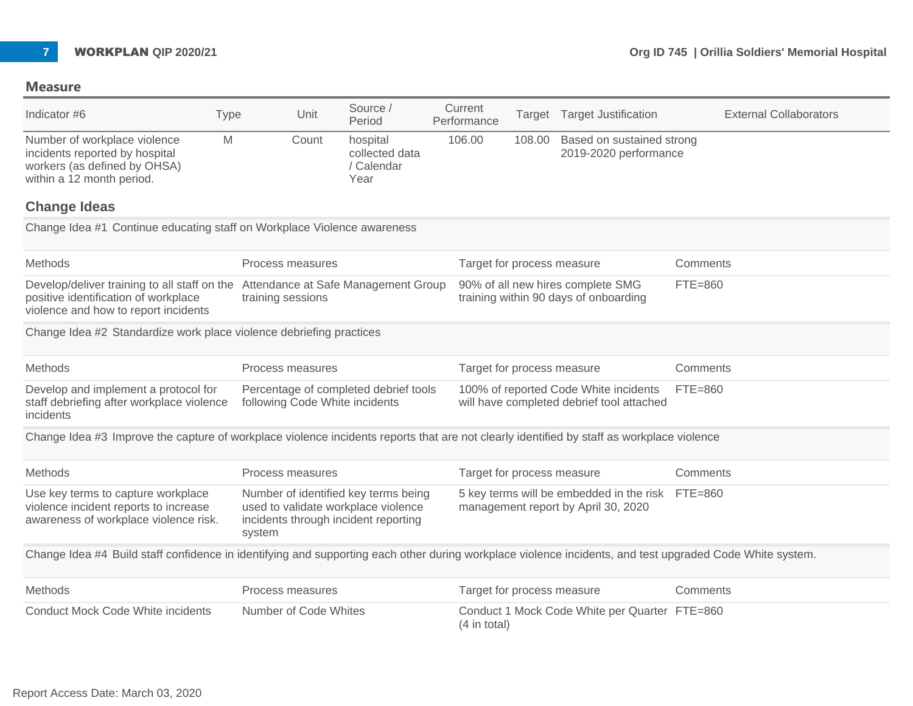## Measure

| Indicator #6 | Type | Unit | Source / Period | Current Performance | Target | Target Justification | External Collaborators |
|---|---|---|---|---|---|---|---|
| Number of workplace violence incidents reported by hospital workers (as defined by OHSA) within a 12 month period. | M | Count | hospital collected data / Calendar Year | 106.00 | 108.00 | Based on sustained strong 2019-2020 performance | |

## Change Ideas

Change Idea #1 Continue educating staff on Workplace Violence awareness

| Methods | Process measures | Target for process measure | Comments |
|---|---|---|---|
| Develop/deliver training to all staff on the positive identification of workplace violence and how to report incidents | Attendance at Safe Management Group training sessions | 90% of all new hires complete SMG training within 90 days of onboarding | FTE=860 |

Change Idea #2 Standardize work place violence debriefing practices

| Methods | Process measures | Target for process measure | Comments |
|---|---|---|---|
| Develop and implement a protocol for staff debriefing after workplace violence incidents | Percentage of completed debrief tools following Code White incidents | 100% of reported Code White incidents will have completed debrief tool attached | FTE=860 |

Change Idea #3 Improve the capture of workplace violence incidents reports that are not clearly identified by staff as workplace violence

| Methods | Process measures | Target for process measure | Comments |
|---|---|---|---|
| Use key terms to capture workplace violence incident reports to increase awareness of workplace violence risk. | Number of identified key terms being used to validate workplace violence incidents through incident reporting system | 5 key terms will be embedded in the risk management report by April 30, 2020 | FTE=860 |

Change Idea #4 Build staff confidence in identifying and supporting each other during workplace violence incidents, and test upgraded Code White system.

| Methods | Process measures | Target for process measure | Comments |
|---|---|---|---|
| Conduct Mock Code White incidents | Number of Code Whites | Conduct 1 Mock Code White per Quarter (4 in total) | FTE=860 |

Report Access Date: March 03, 2020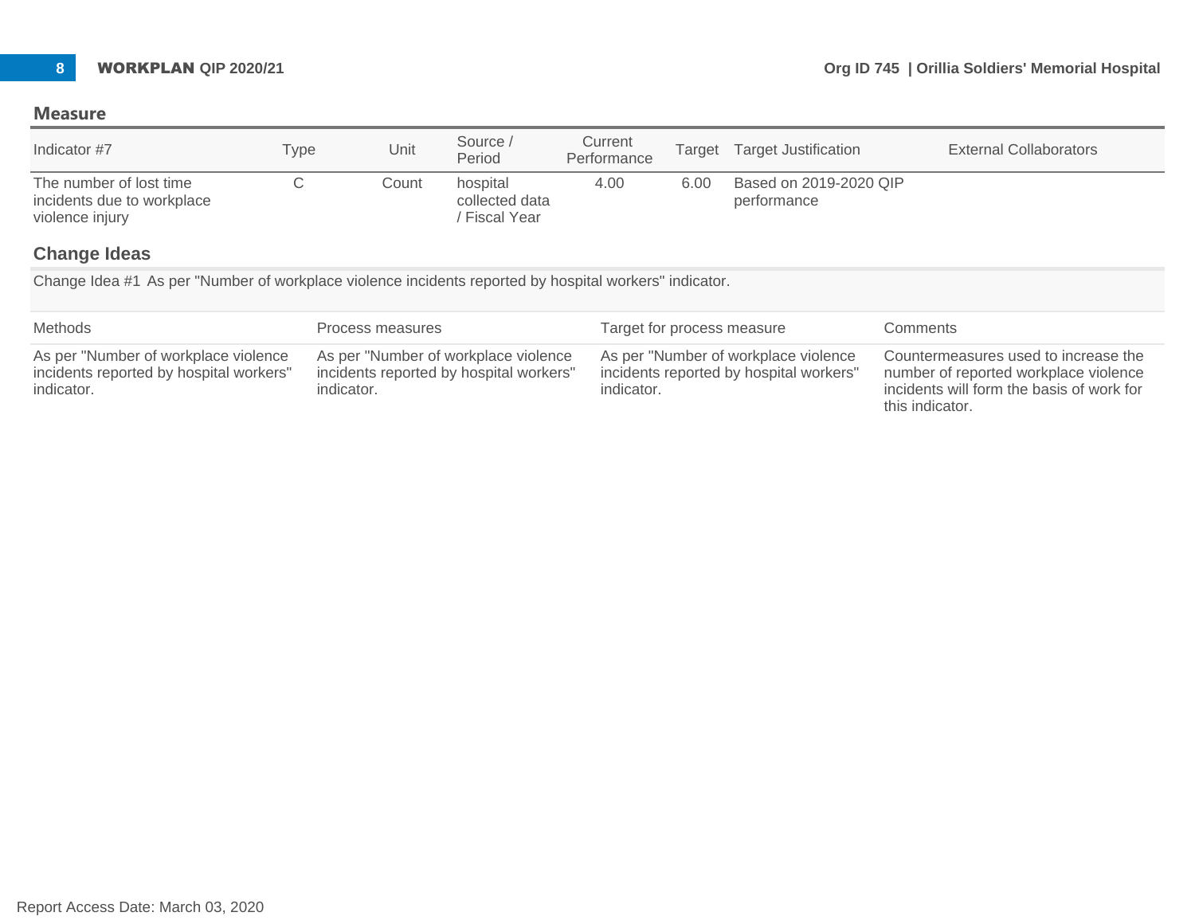## Measure

| Indicator #7 | Type | Unit | Source / Period | Current Performance | Target | Target Justification | External Collaborators |
|---|---|---|---|---|---|---|---|
| The number of lost time incidents due to workplace violence injury | C | Count | hospital collected data / Fiscal Year | 4.00 | 6.00 | Based on 2019-2020 QIP performance | |

## Change Ideas

Change Idea #1 As per "Number of workplace violence incidents reported by hospital workers" indicator.

| Methods | Process measures | Target for process measure | Comments |
|---|---|---|---|
| As per "Number of workplace violence incidents reported by hospital workers" indicator. | As per "Number of workplace violence incidents reported by hospital workers" indicator. | As per "Number of workplace violence incidents reported by hospital workers" indicator. | Countermeasures used to increase the number of reported workplace violence incidents will form the basis of work for this indicator. |

Report Access Date: March 03, 2020